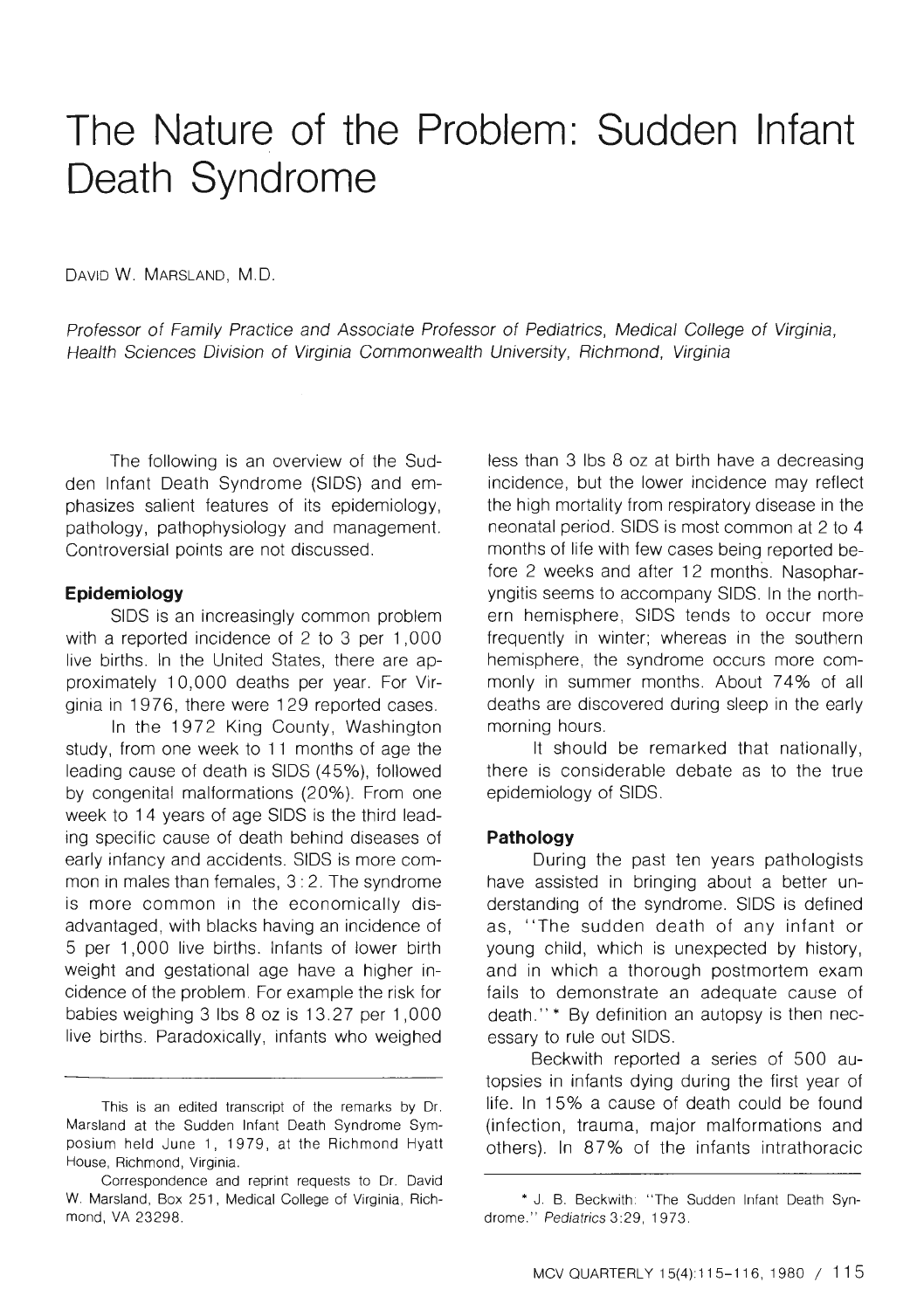# The Nature of the Problem: Sudden Infant Death Syndrome

DAVID W. MARSLAND, M.D.

*Professor of Family Practice and Associate Professor of Pediatrics, Medical College of Virginia, Health Sciences Division of Virginia Commonwealth University, Richmond, Virginia*

The following is an overview of the Sudden Infant Death Syndrome (SIDS) and emphasizes salient features of its epidemiology, pathology, pathophysiology and management. Controversial points are not discussed.

### Epidemiology

SIDS is an increasingly common problem with a reported incidence of 2 to 3 per 1,000 live births. In the United States, there are approximately 10,000 deaths per year. For Virginia in 1976, there were 129 reported cases.

In the 1972 King County, Washington study, from one week to 11 months of age the leading cause of death is SIDS (45%), followed by congenital malformations (20%). From one week to 14 years of age SIDS is the third leading specific cause of death behind diseases of early infancy and accidents. SIDS is more common in males than females, 3 : 2. The syndrome is more common in the economically disadvantaged, with blacks having an incidence of 5 per 1,000 live births. Infants of lower birth weight and gestational age have a higher incidence of the problem. For example the risk for babies weighing 3 lbs 8 oz is 13.27 per 1,000 live births. Paradoxically, infants who weighed less than 3 lbs 8 oz at birth have a decreasing incidence, but the lower incidence may reflect the high mortality from respiratory disease in the neonatal period. SIDS is most common at 2 to 4 months of life with few cases being reported before 2 weeks and after 12 months. Nasopharyngitis seems to accompany SIDS. In the northern hemisphere, SIDS tends to occur more frequently in winter; whereas in the southern hemisphere, the syndrome occurs more commonly in summer months. About 74% of all deaths are discovered during sleep in the early morning hours.

It should be remarked that nationally, there is considerable debate as to the true epidemiology of SIDS.

### Pathology

During the past ten years pathologists have assisted in bringing about a better understanding of the syndrome. SIDS is defined as, "The sudden death of any infant or young child, which is unexpected by history, and in which a thorough postmortem exam fails to demonstrate an adequate cause of death." * By definition an autopsy is then necessary to rule out SIDS.

Beckwith reported a series of 500 autopsies in infants dying during the first year of life. In 15% a cause of death could be found (infection, trauma, major malformations and others). In 87% of the infants intrathoracic

---

This is an edited transcript of the remarks by Dr. Marsland at the Sudden Infant Death Syndrome Symposium held June 1, 1979, at the Richmond Hyatt House, Richmond, Virginia.

Correspondence and reprint requests to Dr. David W. Marsland, Box 251, Medical College of Virginia, Richmond, VA 23298.

\* J. B. Beckwith: "The Sudden Infant Death Syndrome." *Pediatrics* 3:29, 1973.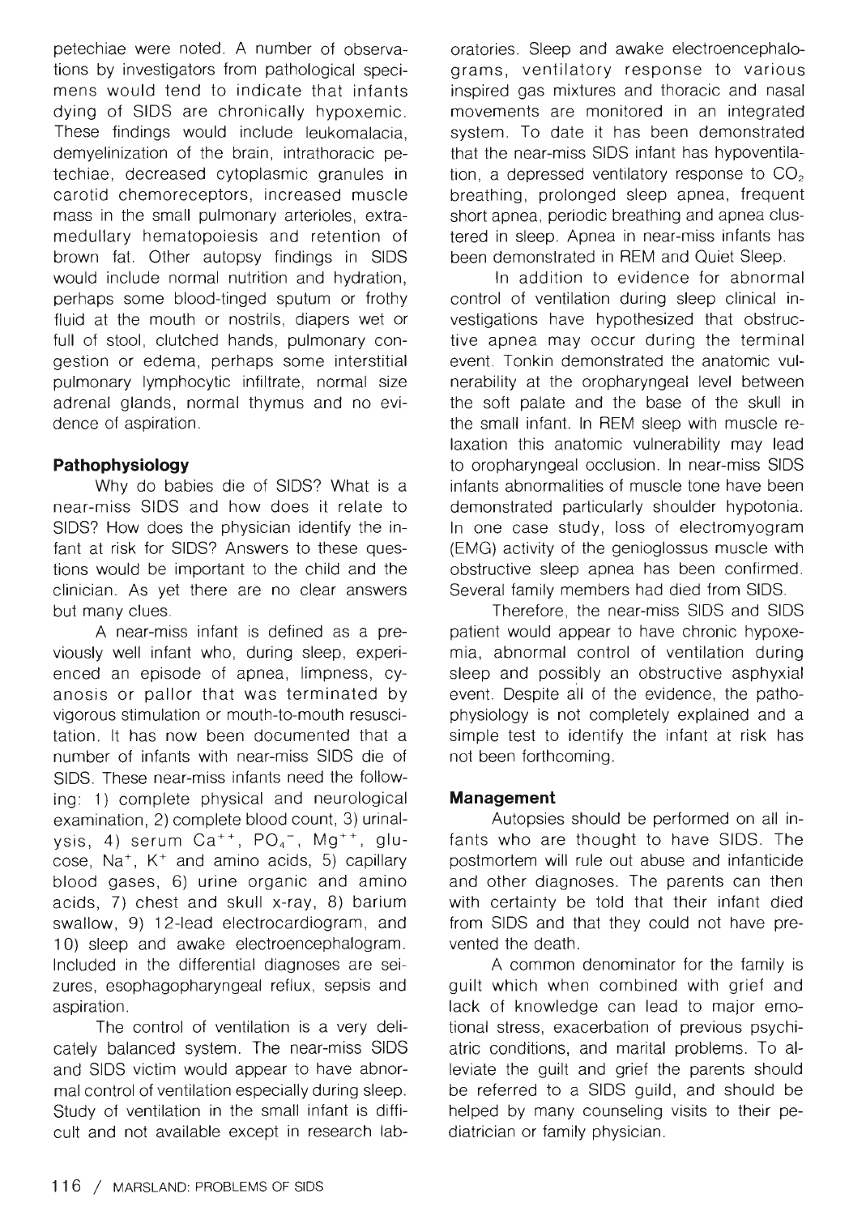petechiae were noted. A number of observations by investigators from pathological specimens would tend to indicate that infants dying of SIDS are chronically hypoxemic. These findings would include leukomalacia, demyelinization of the brain, intrathoracic petechiae, decreased cytoplasmic granules in carotid chemoreceptors, increased muscle mass in the small pulmonary arterioles, extramedullary hematopoiesis and retention of brown fat. Other autopsy findings in SIDS would include normal nutrition and hydration, perhaps some blood-tinged sputum or frothy fluid at the mouth or nostrils, diapers wet or full of stool, clutched hands, pulmonary congestion or edema, perhaps some interstitial pulmonary lymphocytic infiltrate, normal size adrenal glands, normal thymus and no evidence of aspiration.

### Pathophysiology

Why do babies die of SIDS? What is a near-miss SIDS and how does it relate to SIDS? How does the physician identify the infant at risk for SIDS? Answers to these questions would be important to the child and the clinician. As yet there are no clear answers but many clues.

A near-miss infant is defined as a previously well infant who, during sleep, experienced an episode of apnea, limpness, cyanosis or pallor that was terminated by vigorous stimulation or mouth-to-mouth resuscitation. It has now been documented that a number of infants with near-miss SIDS die of SIDS. These near-miss infants need the following: 1) complete physical and neurological examination, 2) complete blood count, 3) urinalysis, 4) serum $Ca^{++}$, $PO_4^{-}$, $Mg^{++}$, glucose, $Na^{+}$, $K^{+}$ and amino acids, 5) capillary blood gases, 6) urine organic and amino acids, 7) chest and skull x-ray, 8) barium swallow, 9) 12-lead electrocardiogram, and 10) sleep and awake electroencephalogram. Included in the differential diagnoses are seizures, esophagopharyngeal reflux, sepsis and aspiration.

The control of ventilation is a very delicately balanced system. The near-miss SIDS and SIDS victim would appear to have abnormal control of ventilation especially during sleep. Study of ventilation in the small infant is difficult and not available except in research laboratories. Sleep and awake electroencephalograms, ventilatory response to various inspired gas mixtures and thoracic and nasal movements are monitored in an integrated system. To date it has been demonstrated that the near-miss SIDS infant has hypoventilation, a depressed ventilatory response to $CO_2$ breathing, prolonged sleep apnea, frequent short apnea, periodic breathing and apnea clustered in sleep. Apnea in near-miss infants has been demonstrated in REM and Quiet Sleep.

In addition to evidence for abnormal control of ventilation during sleep clinical investigations have hypothesized that obstructive apnea may occur during the terminal event. Tonkin demonstrated the anatomic vulnerability at the oropharyngeal level between the soft palate and the base of the skull in the small infant. In REM sleep with muscle relaxation this anatomic vulnerability may lead to oropharyngeal occlusion. In near-miss SIDS infants abnormalities of muscle tone have been demonstrated particularly shoulder hypotonia. In one case study, loss of electromyogram (EMG) activity of the genioglossus muscle with obstructive sleep apnea has been confirmed. Several family members had died from SIDS.

Therefore, the near-miss SIDS and SIDS patient would appear to have chronic hypoxemia, abnormal control of ventilation during sleep and possibly an obstructive asphyxial event. Despite all of the evidence, the pathophysiology is not completely explained and a simple test to identify the infant at risk has not been forthcoming.

### Management

Autopsies should be performed on all infants who are thought to have SIDS. The postmortem will rule out abuse and infanticide and other diagnoses. The parents can then with certainty be told that their infant died from SIDS and that they could not have prevented the death.

A common denominator for the family is guilt which when combined with grief and lack of knowledge can lead to major emotional stress, exacerbation of previous psychiatric conditions, and marital problems. To alleviate the guilt and grief the parents should be referred to a SIDS guild, and should be helped by many counseling visits to their pediatrician or family physician.